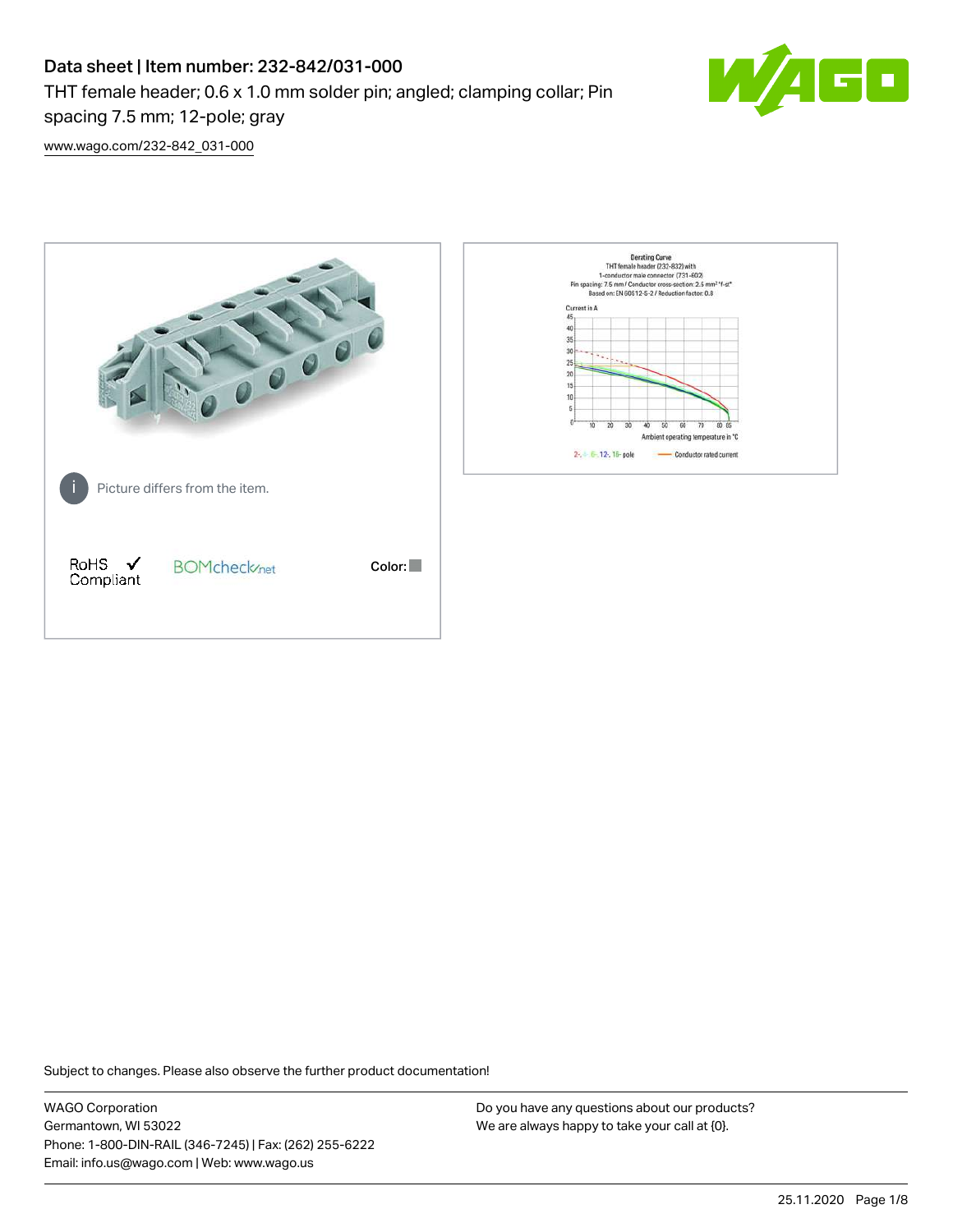# Data sheet | Item number: 232-842/031-000

THT female header; 0.6 x 1.0 mm solder pin; angled; clamping collar; Pin spacing 7.5 mm; 12-pole; gray

www.wago.com/232-842_031-000

Picture differs from the item.

RoHS ✓ Compliant

BOMcheck.net

Color:

Subject to changes. Please also observe the further product documentation!

WAGO Corporation
Germantown, WI 53022
Phone: 1-800-DIN-RAIL (346-7245) | Fax: (262) 255-6222
Email: info.us@wago.com | Web: www.wago.us

Do you have any questions about our products?
We are always happy to take your call at {0}.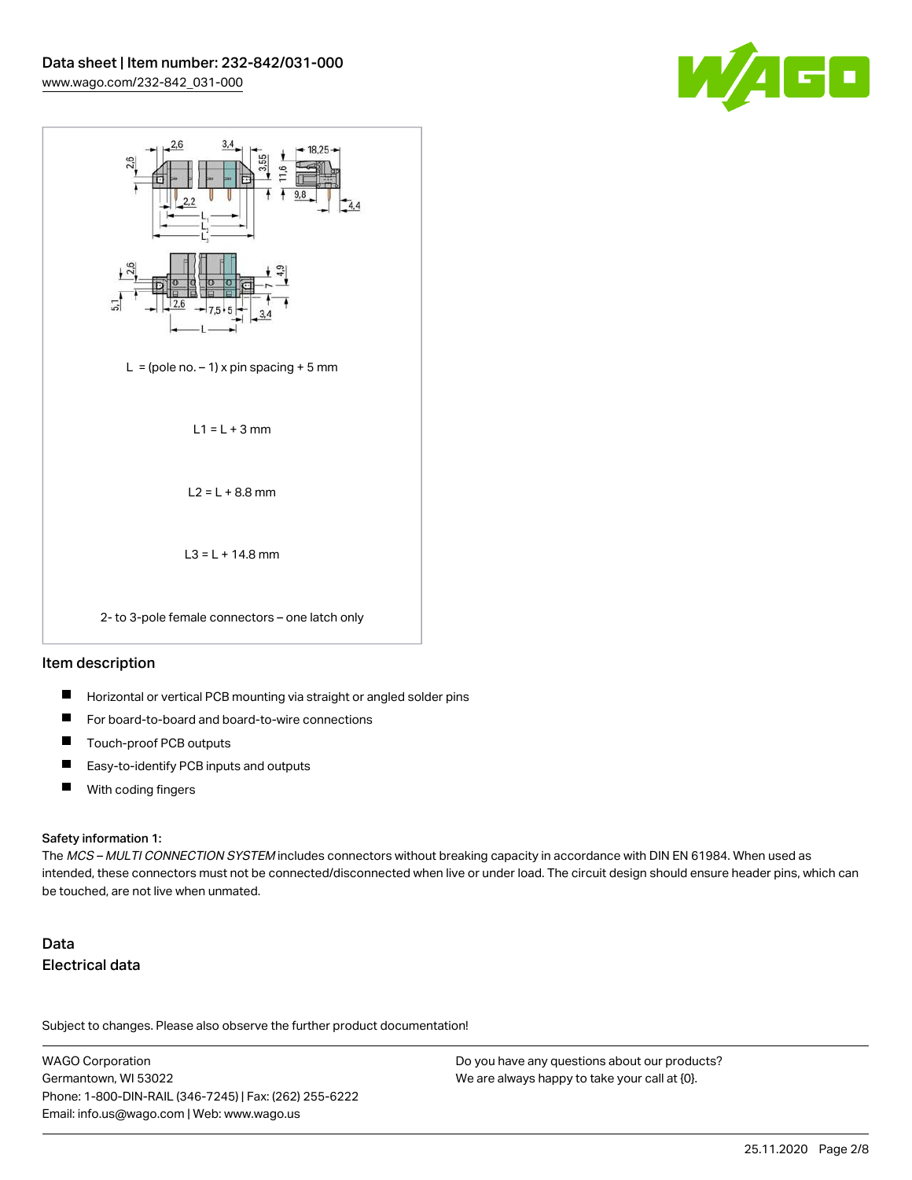L = (pole no. – 1) x pin spacing + 5 mm

L1 = L + 3 mm

L2 = L + 8.8 mm

L3 = L + 14.8 mm

2- to 3-pole female connectors – one latch only

## Item description

- Horizontal or vertical PCB mounting via straight or angled solder pins
- For board-to-board and board-to-wire connections
- Touch-proof PCB outputs
- Easy-to-identify PCB inputs and outputs
- With coding fingers

#### Safety information 1:

The *MCS – MULTI CONNECTION SYSTEM* includes connectors without breaking capacity in accordance with DIN EN 61984. When used as intended, these connectors must not be connected/disconnected when live or under load. The circuit design should ensure header pins, which can be touched, are not live when unmated.

## Data

## Electrical data

Subject to changes. Please also observe the further product documentation!

WAGO Corporation
Germantown, WI 53022
Phone: 1-800-DIN-RAIL (346-7245) | Fax: (262) 255-6222
Email: info.us@wago.com | Web: www.wago.us

Do you have any questions about our products?
We are always happy to take your call at {0}.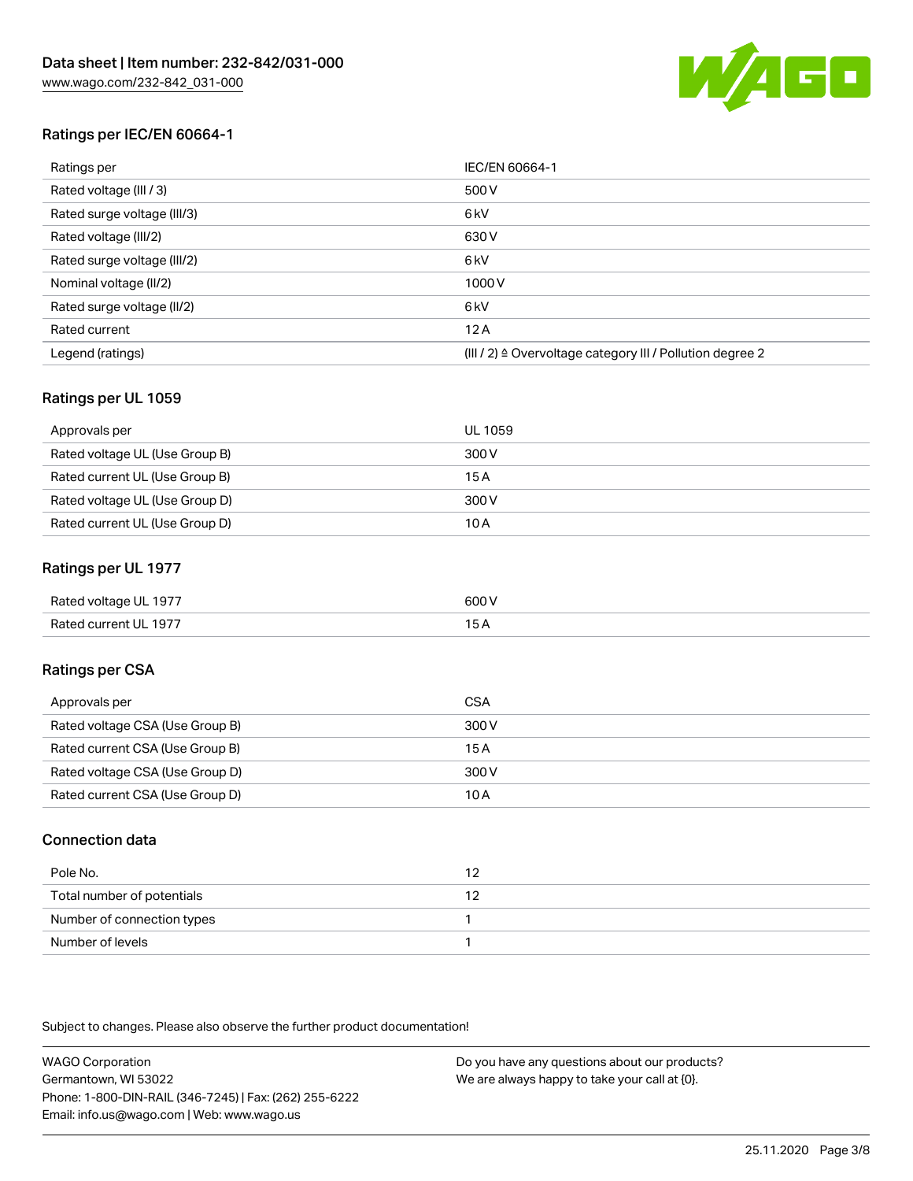## Ratings per IEC/EN 60664-1

| Ratings per | IEC/EN 60664-1 |
| --- | --- |
| Rated voltage (III / 3) | 500 V |
| Rated surge voltage (III/3) | 6 kV |
| Rated voltage (III/2) | 630 V |
| Rated surge voltage (III/2) | 6 kV |
| Nominal voltage (II/2) | 1000 V |
| Rated surge voltage (II/2) | 6 kV |
| Rated current | 12 A |
| Legend (ratings) | (III / 2) ≙ Overvoltage category III / Pollution degree 2 |

## Ratings per UL 1059

| Approvals per | UL 1059 |
| --- | --- |
| Rated voltage UL (Use Group B) | 300 V |
| Rated current UL (Use Group B) | 15 A |
| Rated voltage UL (Use Group D) | 300 V |
| Rated current UL (Use Group D) | 10 A |

## Ratings per UL 1977

| Rated voltage UL 1977 | 600 V |
| --- | --- |
| Rated current UL 1977 | 15 A |

## Ratings per CSA

| Approvals per | CSA |
| --- | --- |
| Rated voltage CSA (Use Group B) | 300 V |
| Rated current CSA (Use Group B) | 15 A |
| Rated voltage CSA (Use Group D) | 300 V |
| Rated current CSA (Use Group D) | 10 A |

## Connection data

| Pole No. | 12 |
| --- | --- |
| Total number of potentials | 12 |
| Number of connection types | 1 |
| Number of levels | 1 |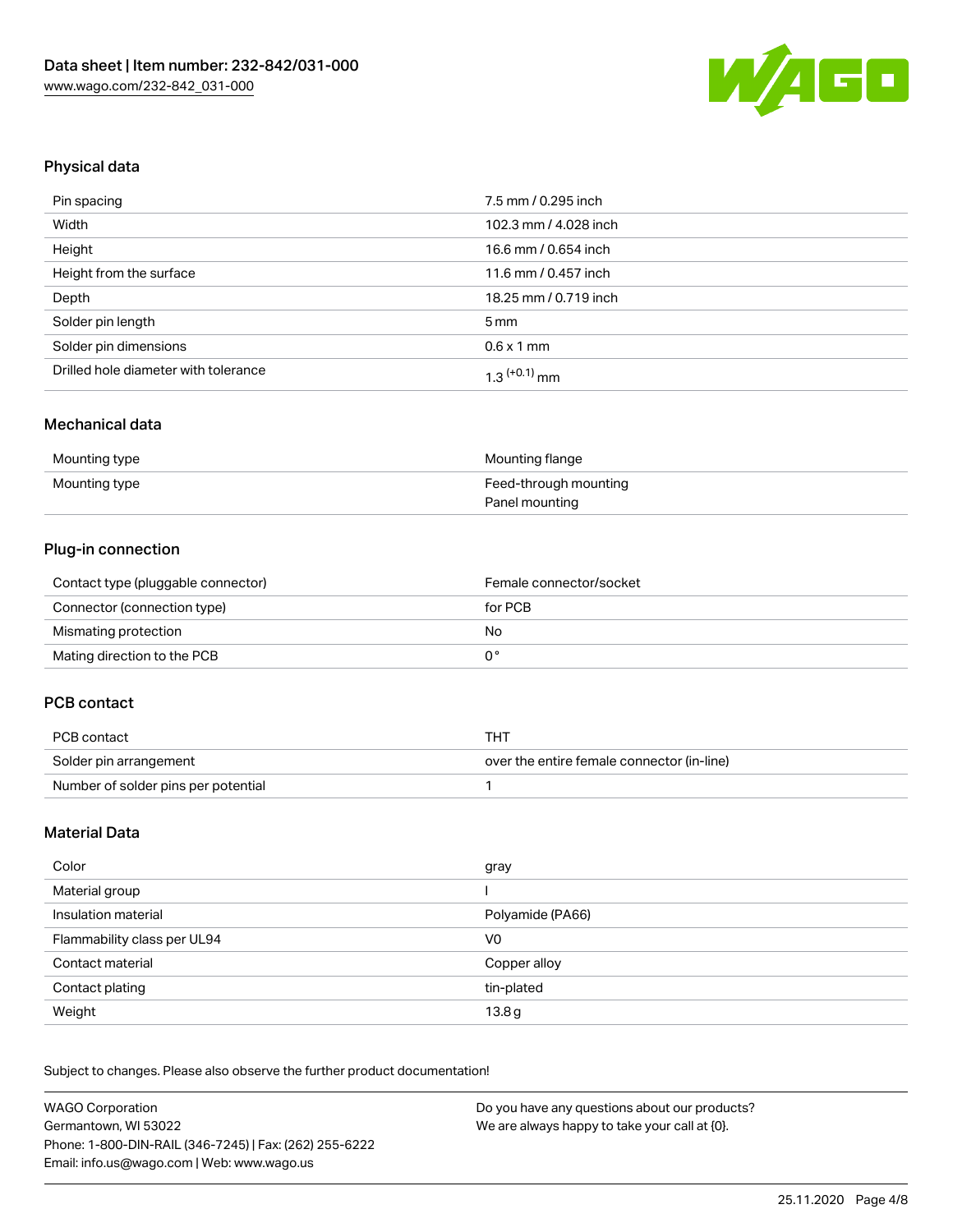## Physical data

| | |
|---|---|
| Pin spacing | 7.5 mm / 0.295 inch |
| Width | 102.3 mm / 4.028 inch |
| Height | 16.6 mm / 0.654 inch |
| Height from the surface | 11.6 mm / 0.457 inch |
| Depth | 18.25 mm / 0.719 inch |
| Solder pin length | 5 mm |
| Solder pin dimensions | 0.6 x 1 mm |
| Drilled hole diameter with tolerance | $1.3^{(+0.1)}$ mm |

## Mechanical data

| | |
|---|---|
| Mounting type | Mounting flange |
| Mounting type | Feed-through mounting<br>Panel mounting |

## Plug-in connection

| | |
|---|---|
| Contact type (pluggable connector) | Female connector/socket |
| Connector (connection type) | for PCB |
| Mismating protection | No |
| Mating direction to the PCB | 0 ° |

## PCB contact

| | |
|---|---|
| PCB contact | THT |
| Solder pin arrangement | over the entire female connector (in-line) |
| Number of solder pins per potential | 1 |

## Material Data

| | |
|---|---|
| Color | gray |
| Material group | I |
| Insulation material | Polyamide (PA66) |
| Flammability class per UL94 | V0 |
| Contact material | Copper alloy |
| Contact plating | tin-plated |
| Weight | 13.8 g |

Subject to changes. Please also observe the further product documentation!

WAGO Corporation
Germantown, WI 53022
Phone: 1-800-DIN-RAIL (346-7245) | Fax: (262) 255-6222
Email: info.us@wago.com | Web: www.wago.us

Do you have any questions about our products?
We are always happy to take your call at {0}.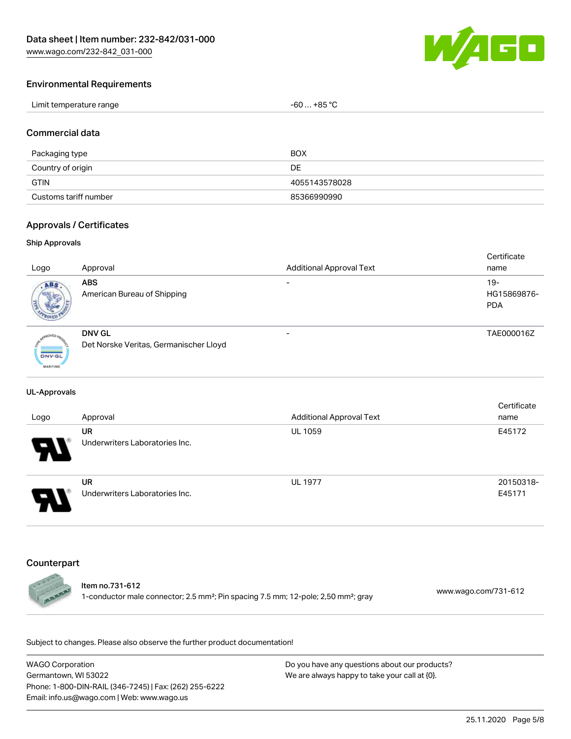## Environmental Requirements

| Limit temperature range | -60 … +85 °C |
| --- | --- |

## Commercial data

| Packaging type | BOX |
| --- | --- |
| Country of origin | DE |
| GTIN | 4055143578028 |
| Customs tariff number | 85366990990 |

## Approvals / Certificates

### Ship Approvals

| Logo | Approval | Additional Approval Text | Certificate name |
| --- | --- | --- | --- |
| | **ABS** American Bureau of Shipping | - | 19-HG15869876-PDA |
| | **DNV GL** Det Norske Veritas, Germanischer Lloyd | - | TAE000016Z |

### UL-Approvals

| Logo | Approval | Additional Approval Text | Certificate name |
| --- | --- | --- | --- |
| | **UR** Underwriters Laboratories Inc. | UL 1059 | E45172 |
| | **UR** Underwriters Laboratories Inc. | UL 1977 | 20150318-E45171 |

## Counterpart

| | | |
| --- | --- | --- |
| | **Item no.731-612** 1-conductor male connector; 2.5 mm²; Pin spacing 7.5 mm; 12-pole; 2,50 mm²; gray | www.wago.com/731-612 |

Subject to changes. Please also observe the further product documentation!

WAGO Corporation
Germantown, WI 53022
Phone: 1-800-DIN-RAIL (346-7245) | Fax: (262) 255-6222
Email: info.us@wago.com | Web: www.wago.us

Do you have any questions about our products?
We are always happy to take your call at {0}.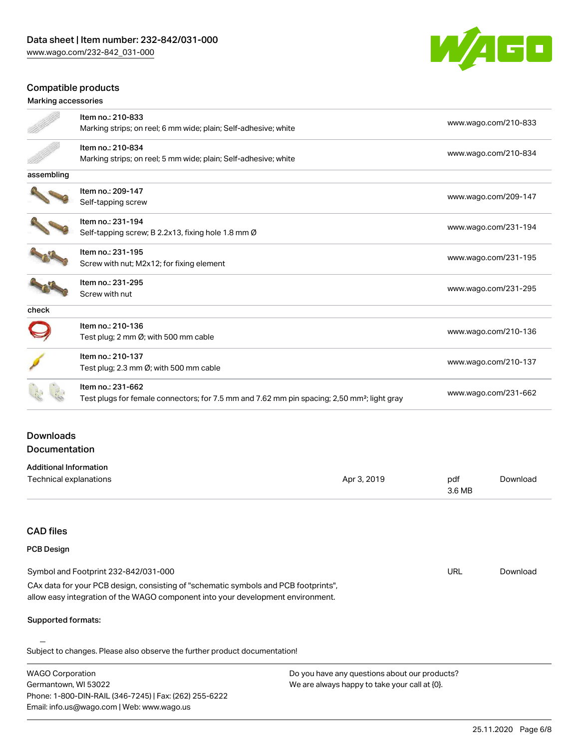## Compatible products

### Marking accessories

| | | |
|---|---|---|
| | Item no.: 210-833<br>Marking strips; on reel; 6 mm wide; plain; Self-adhesive; white | www.wago.com/210-833 |
| | Item no.: 210-834<br>Marking strips; on reel; 5 mm wide; plain; Self-adhesive; white | www.wago.com/210-834 |

### assembling

| | | |
|---|---|---|
| | Item no.: 209-147<br>Self-tapping screw | www.wago.com/209-147 |
| | Item no.: 231-194<br>Self-tapping screw; B 2.2x13, fixing hole 1.8 mm Ø | www.wago.com/231-194 |
| | Item no.: 231-195<br>Screw with nut; M2x12; for fixing element | www.wago.com/231-195 |
| | Item no.: 231-295<br>Screw with nut | www.wago.com/231-295 |

### check

| | | |
|---|---|---|
| | Item no.: 210-136<br>Test plug; 2 mm Ø; with 500 mm cable | www.wago.com/210-136 |
| | Item no.: 210-137<br>Test plug; 2.3 mm Ø; with 500 mm cable | www.wago.com/210-137 |
| | Item no.: 231-662<br>Test plugs for female connectors; for 7.5 mm and 7.62 mm pin spacing; 2,50 mm²; light gray | www.wago.com/231-662 |

## Downloads

## Documentation

### Additional Information

| | | | |
|---|---|---|---|
| Technical explanations | Apr 3, 2019 | pdf<br>3.6 MB | Download |

## CAD files

### PCB Design

| | | |
|---|---|---|
| Symbol and Footprint 232-842/031-000 | URL | Download |

CAx data for your PCB design, consisting of "schematic symbols and PCB footprints", allow easy integration of the WAGO component into your development environment.

**Supported formats:**

Subject to changes. Please also observe the further product documentation!

WAGO Corporation
Germantown, WI 53022
Phone: 1-800-DIN-RAIL (346-7245) | Fax: (262) 255-6222
Email: info.us@wago.com | Web: www.wago.us

Do you have any questions about our products?
We are always happy to take your call at {0}.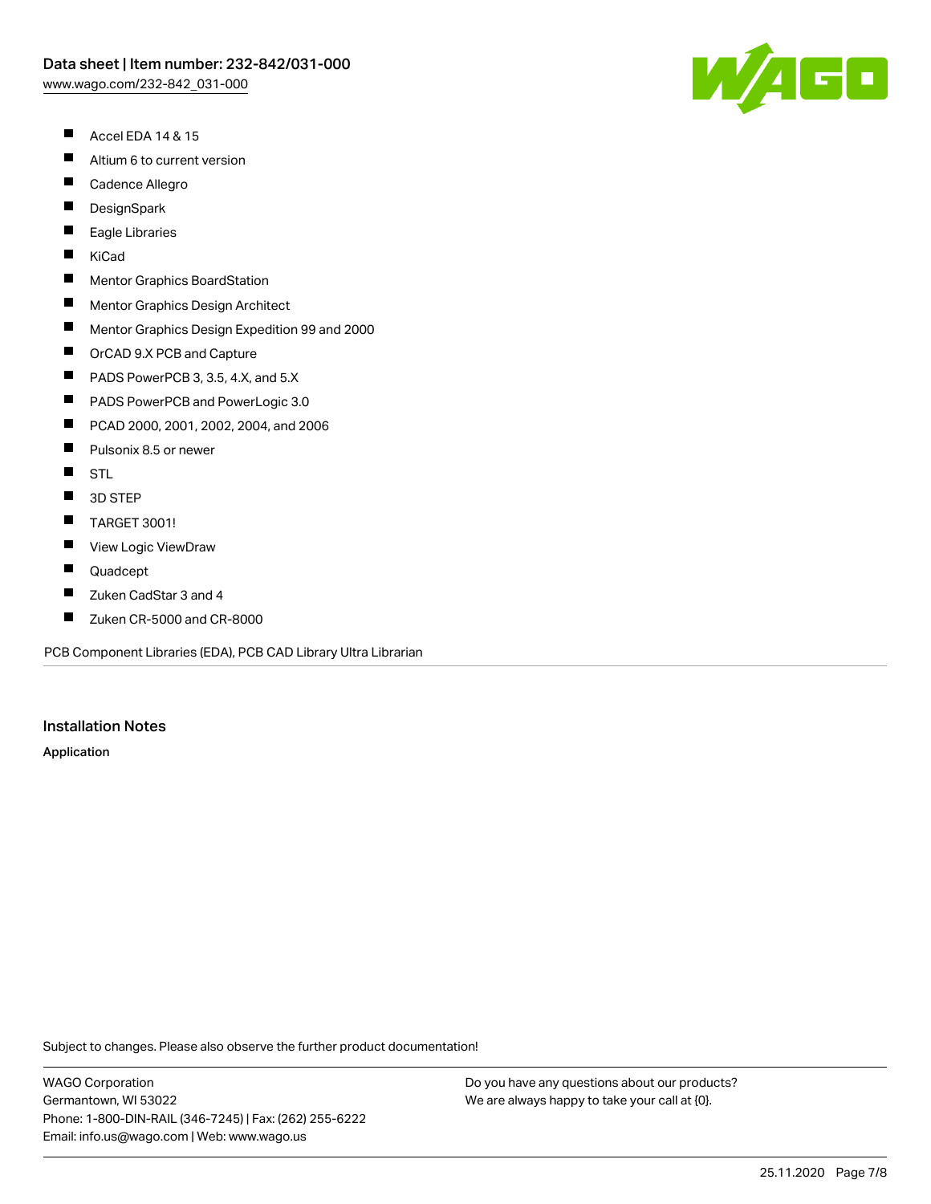- Accel EDA 14 & 15
- Altium 6 to current version
- Cadence Allegro
- DesignSpark
- Eagle Libraries
- KiCad
- Mentor Graphics BoardStation
- Mentor Graphics Design Architect
- Mentor Graphics Design Expedition 99 and 2000
- OrCAD 9.X PCB and Capture
- PADS PowerPCB 3, 3.5, 4.X, and 5.X
- PADS PowerPCB and PowerLogic 3.0
- PCAD 2000, 2001, 2002, 2004, and 2006
- Pulsonix 8.5 or newer
- STL
- 3D STEP
- TARGET 3001!
- View Logic ViewDraw
- Quadcept
- Zuken CadStar 3 and 4
- Zuken CR-5000 and CR-8000

PCB Component Libraries (EDA), PCB CAD Library Ultra Librarian

## Installation Notes

**Application**

Subject to changes. Please also observe the further product documentation!

WAGO Corporation
Germantown, WI 53022
Phone: 1-800-DIN-RAIL (346-7245) | Fax: (262) 255-6222
Email: info.us@wago.com | Web: www.wago.us

Do you have any questions about our products?
We are always happy to take your call at {0}.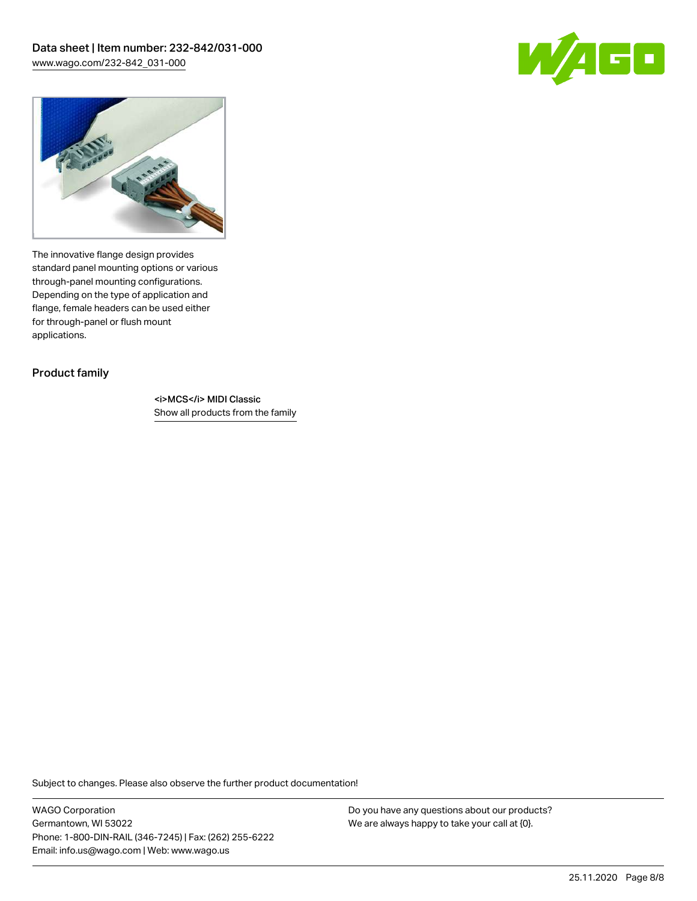The innovative flange design provides standard panel mounting options or various through-panel mounting configurations. Depending on the type of application and flange, female headers can be used either for through-panel or flush mount applications.

## Product family

<i>MCS</i> MIDI Classic
Show all products from the family

Subject to changes. Please also observe the further product documentation!

WAGO Corporation
Germantown, WI 53022
Phone: 1-800-DIN-RAIL (346-7245) | Fax: (262) 255-6222
Email: info.us@wago.com | Web: www.wago.us

Do you have any questions about our products?
We are always happy to take your call at {0}.